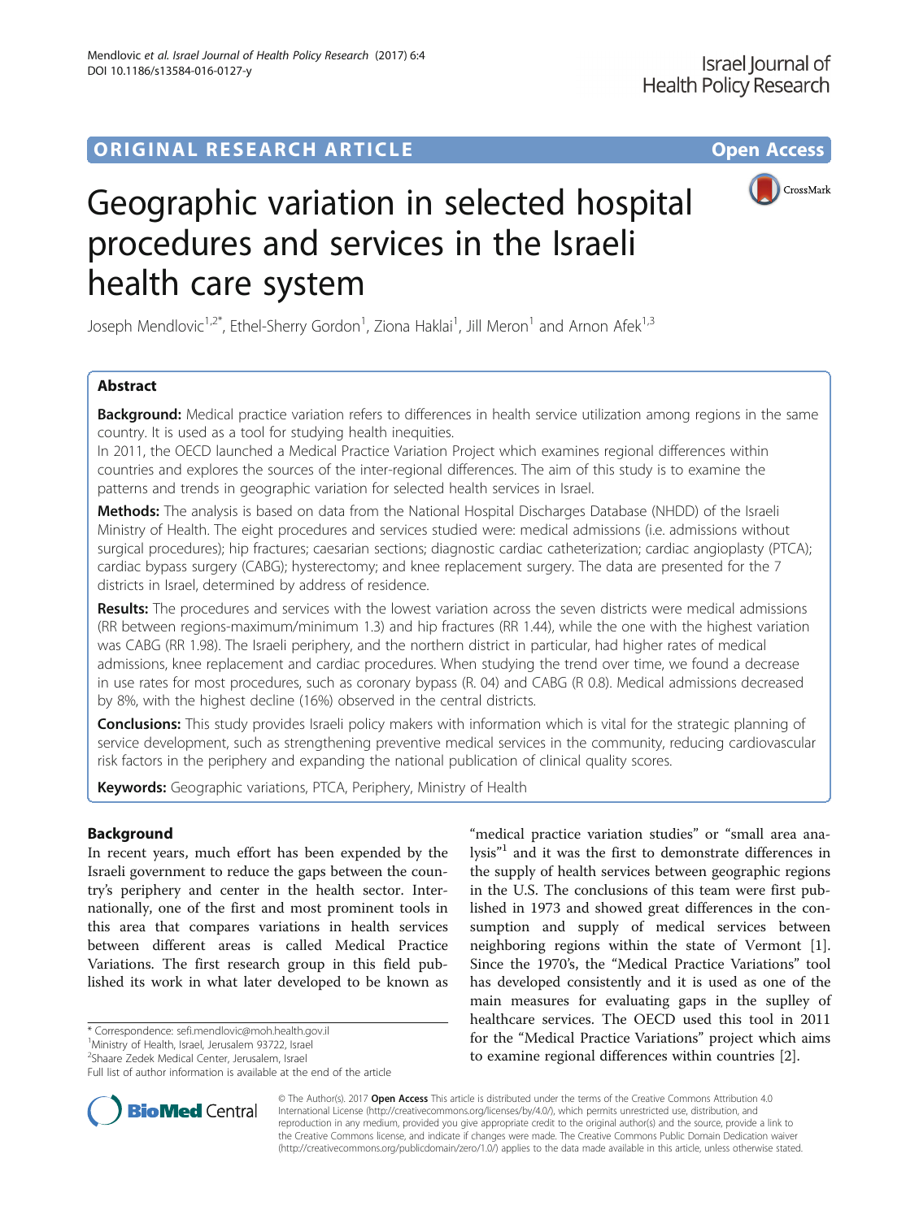ORIGINAL RESEARCH ARTICLE Open Access

# Geographic variation in selected hospital procedures and services in the Israeli health care system

Joseph Mendlovic[1,2*], Ethel-Sherry Gordon[1], Ziona Haklai[1], Jill Meron[1] and Arnon Afek[1,3]

## Abstract

**Background:** Medical practice variation refers to differences in health service utilization among regions in the same country. It is used as a tool for studying health inequities.

In 2011, the OECD launched a Medical Practice Variation Project which examines regional differences within countries and explores the sources of the inter-regional differences. The aim of this study is to examine the patterns and trends in geographic variation for selected health services in Israel.

**Methods:** The analysis is based on data from the National Hospital Discharges Database (NHDD) of the Israeli Ministry of Health. The eight procedures and services studied were: medical admissions (i.e. admissions without surgical procedures); hip fractures; caesarian sections; diagnostic cardiac catheterization; cardiac angioplasty (PTCA); cardiac bypass surgery (CABG); hysterectomy; and knee replacement surgery. The data are presented for the 7 districts in Israel, determined by address of residence.

**Results:** The procedures and services with the lowest variation across the seven districts were medical admissions (RR between regions-maximum/minimum 1.3) and hip fractures (RR 1.44), while the one with the highest variation was CABG (RR 1.98). The Israeli periphery, and the northern district in particular, had higher rates of medical admissions, knee replacement and cardiac procedures. When studying the trend over time, we found a decrease in use rates for most procedures, such as coronary bypass (R. 04) and CABG (R 0.8). Medical admissions decreased by 8%, with the highest decline (16%) observed in the central districts.

**Conclusions:** This study provides Israeli policy makers with information which is vital for the strategic planning of service development, such as strengthening preventive medical services in the community, reducing cardiovascular risk factors in the periphery and expanding the national publication of clinical quality scores.

**Keywords:** Geographic variations, PTCA, Periphery, Ministry of Health

## Background

In recent years, much effort has been expended by the Israeli government to reduce the gaps between the country's periphery and center in the health sector. Internationally, one of the first and most prominent tools in this area that compares variations in health services between different areas is called Medical Practice Variations. The first research group in this field published its work in what later developed to be known as "medical practice variation studies" or "small area analysis"[1] and it was the first to demonstrate differences in the supply of health services between geographic regions in the U.S. The conclusions of this team were first published in 1973 and showed great differences in the consumption and supply of medical services between neighboring regions within the state of Vermont [1]. Since the 1970's, the "Medical Practice Variations" tool has developed consistently and it is used as one of the main measures for evaluating gaps in the suplley of healthcare services. The OECD used this tool in 2011 for the "Medical Practice Variations" project which aims to examine regional differences within countries [2].

\* Correspondence: sefi.mendlovic@moh.health.gov.il
[1]Ministry of Health, Israel, Jerusalem 93722, Israel
[2]Shaare Zedek Medical Center, Jerusalem, Israel
Full list of author information is available at the end of the article

© The Author(s). 2017 **Open Access** This article is distributed under the terms of the Creative Commons Attribution 4.0 International License (http://creativecommons.org/licenses/by/4.0/), which permits unrestricted use, distribution, and reproduction in any medium, provided you give appropriate credit to the original author(s) and the source, provide a link to the Creative Commons license, and indicate if changes were made. The Creative Commons Public Domain Dedication waiver (http://creativecommons.org/publicdomain/zero/1.0/) applies to the data made available in this article, unless otherwise stated.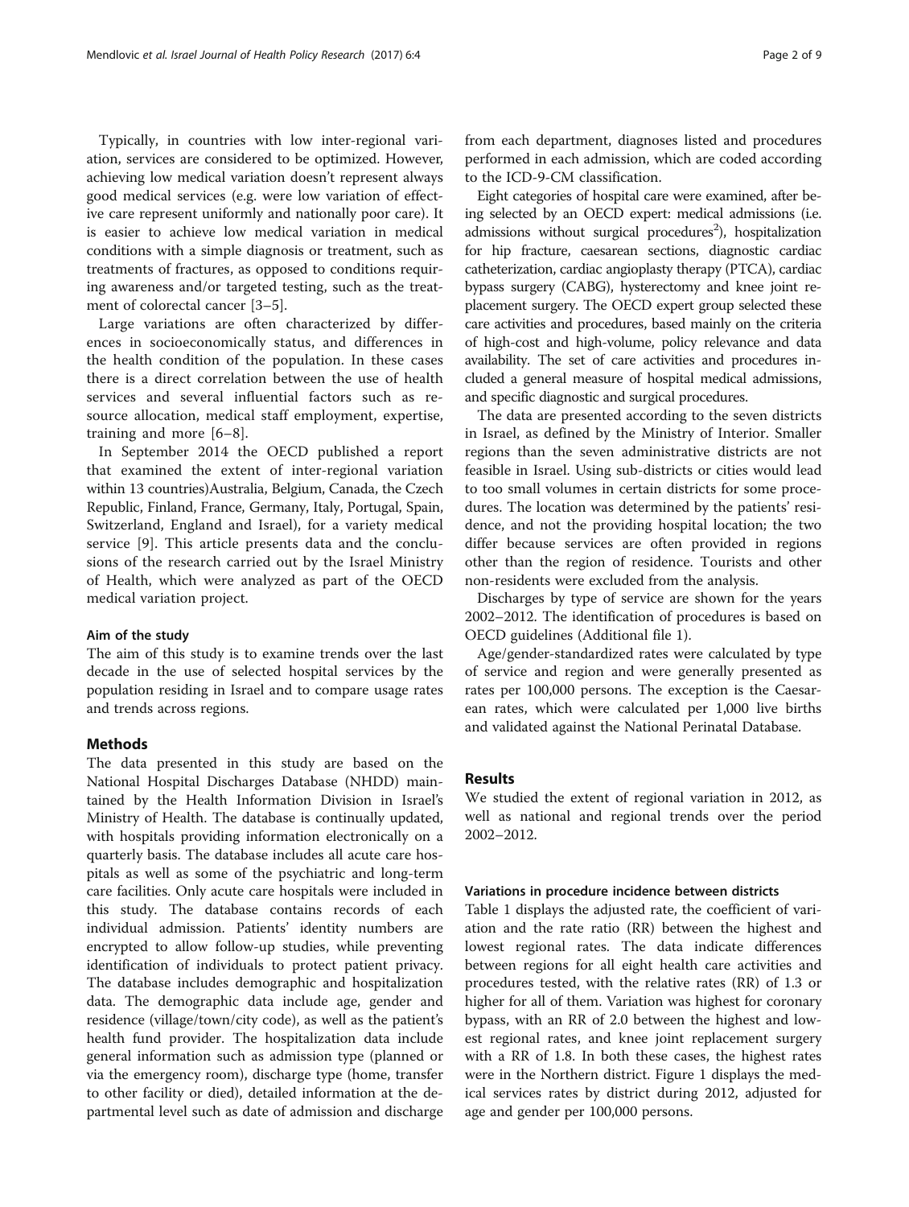Typically, in countries with low inter-regional variation, services are considered to be optimized. However, achieving low medical variation doesn't represent always good medical services (e.g. were low variation of effective care represent uniformly and nationally poor care). It is easier to achieve low medical variation in medical conditions with a simple diagnosis or treatment, such as treatments of fractures, as opposed to conditions requiring awareness and/or targeted testing, such as the treatment of colorectal cancer [3–5].

Large variations are often characterized by differences in socioeconomically status, and differences in the health condition of the population. In these cases there is a direct correlation between the use of health services and several influential factors such as resource allocation, medical staff employment, expertise, training and more [6–8].

In September 2014 the OECD published a report that examined the extent of inter-regional variation within 13 countries)Australia, Belgium, Canada, the Czech Republic, Finland, France, Germany, Italy, Portugal, Spain, Switzerland, England and Israel), for a variety medical service [9]. This article presents data and the conclusions of the research carried out by the Israel Ministry of Health, which were analyzed as part of the OECD medical variation project.

#### Aim of the study

The aim of this study is to examine trends over the last decade in the use of selected hospital services by the population residing in Israel and to compare usage rates and trends across regions.

## Methods

The data presented in this study are based on the National Hospital Discharges Database (NHDD) maintained by the Health Information Division in Israel's Ministry of Health. The database is continually updated, with hospitals providing information electronically on a quarterly basis. The database includes all acute care hospitals as well as some of the psychiatric and long-term care facilities. Only acute care hospitals were included in this study. The database contains records of each individual admission. Patients' identity numbers are encrypted to allow follow-up studies, while preventing identification of individuals to protect patient privacy. The database includes demographic and hospitalization data. The demographic data include age, gender and residence (village/town/city code), as well as the patient's health fund provider. The hospitalization data include general information such as admission type (planned or via the emergency room), discharge type (home, transfer to other facility or died), detailed information at the departmental level such as date of admission and discharge from each department, diagnoses listed and procedures performed in each admission, which are coded according to the ICD-9-CM classification.

Eight categories of hospital care were examined, after being selected by an OECD expert: medical admissions (i.e. admissions without surgical procedures[2]), hospitalization for hip fracture, caesarean sections, diagnostic cardiac catheterization, cardiac angioplasty therapy (PTCA), cardiac bypass surgery (CABG), hysterectomy and knee joint replacement surgery. The OECD expert group selected these care activities and procedures, based mainly on the criteria of high-cost and high-volume, policy relevance and data availability. The set of care activities and procedures included a general measure of hospital medical admissions, and specific diagnostic and surgical procedures.

The data are presented according to the seven districts in Israel, as defined by the Ministry of Interior. Smaller regions than the seven administrative districts are not feasible in Israel. Using sub-districts or cities would lead to too small volumes in certain districts for some procedures. The location was determined by the patients' residence, and not the providing hospital location; the two differ because services are often provided in regions other than the region of residence. Tourists and other non-residents were excluded from the analysis.

Discharges by type of service are shown for the years 2002–2012. The identification of procedures is based on OECD guidelines (Additional file 1).

Age/gender-standardized rates were calculated by type of service and region and were generally presented as rates per 100,000 persons. The exception is the Caesarean rates, which were calculated per 1,000 live births and validated against the National Perinatal Database.

## Results

We studied the extent of regional variation in 2012, as well as national and regional trends over the period 2002–2012.

#### Variations in procedure incidence between districts

Table 1 displays the adjusted rate, the coefficient of variation and the rate ratio (RR) between the highest and lowest regional rates. The data indicate differences between regions for all eight health care activities and procedures tested, with the relative rates (RR) of 1.3 or higher for all of them. Variation was highest for coronary bypass, with an RR of 2.0 between the highest and lowest regional rates, and knee joint replacement surgery with a RR of 1.8. In both these cases, the highest rates were in the Northern district. Figure 1 displays the medical services rates by district during 2012, adjusted for age and gender per 100,000 persons.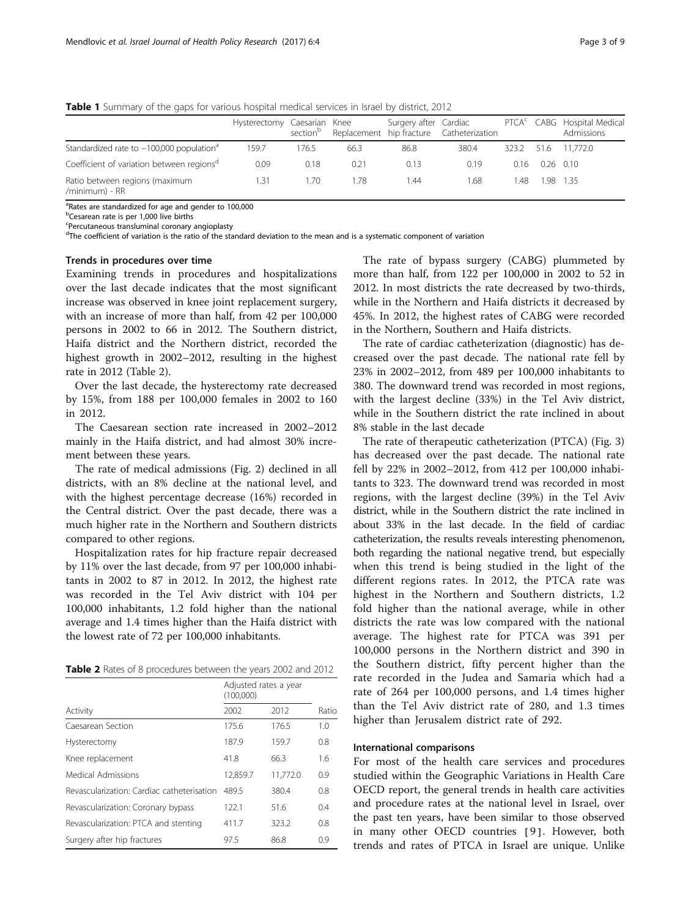**Table 1** Summary of the gaps for various hospital medical services in Israel by district, 2012

| | Hysterectomy | Caesarian section[b] | Knee Replacement | Surgery after hip fracture | Cardiac Catheterization | PTCA[c] | CABG | Hospital Medical Admissions |
|---|---|---|---|---|---|---|---|---|
| Standardized rate to −100,000 population[a] | 159.7 | 176.5 | 66.3 | 86.8 | 380.4 | 323.2 | 51.6 | 11,772.0 |
| Coefficient of variation between regions[d] | 0.09 | 0.18 | 0.21 | 0.13 | 0.19 | 0.16 | 0.26 | 0.10 |
| Ratio between regions (maximum /minimum) - RR | 1.31 | 1.70 | 1.78 | 1.44 | 1.68 | 1.48 | 1.98 | 1.35 |

[a]Rates are standardized for age and gender to 100,000
[b]Cesarean rate is per 1,000 live births
[c]Percutaneous transluminal coronary angioplasty
[d]The coefficient of variation is the ratio of the standard deviation to the mean and is a systematic component of variation

### Trends in procedures over time

Examining trends in procedures and hospitalizations over the last decade indicates that the most significant increase was observed in knee joint replacement surgery, with an increase of more than half, from 42 per 100,000 persons in 2002 to 66 in 2012. The Southern district, Haifa district and the Northern district, recorded the highest growth in 2002–2012, resulting in the highest rate in 2012 (Table 2).

Over the last decade, the hysterectomy rate decreased by 15%, from 188 per 100,000 females in 2002 to 160 in 2012.

The Caesarean section rate increased in 2002–2012 mainly in the Haifa district, and had almost 30% increment between these years.

The rate of medical admissions (Fig. 2) declined in all districts, with an 8% decline at the national level, and with the highest percentage decrease (16%) recorded in the Central district. Over the past decade, there was a much higher rate in the Northern and Southern districts compared to other regions.

Hospitalization rates for hip fracture repair decreased by 11% over the last decade, from 97 per 100,000 inhabitants in 2002 to 87 in 2012. In 2012, the highest rate was recorded in the Tel Aviv district with 104 per 100,000 inhabitants, 1.2 fold higher than the national average and 1.4 times higher than the Haifa district with the lowest rate of 72 per 100,000 inhabitants.

**Table 2** Rates of 8 procedures between the years 2002 and 2012

| | Adjusted rates a year (100,000) | | |
|---|---|---|---|
| Activity | 2002 | 2012 | Ratio |
| Caesarean Section | 175.6 | 176.5 | 1.0 |
| Hysterectomy | 187.9 | 159.7 | 0.8 |
| Knee replacement | 41.8 | 66.3 | 1.6 |
| Medical Admissions | 12,859.7 | 11,772.0 | 0.9 |
| Revascularization: Cardiac catheterisation | 489.5 | 380.4 | 0.8 |
| Revascularization: Coronary bypass | 122.1 | 51.6 | 0.4 |
| Revascularization: PTCA and stenting | 411.7 | 323.2 | 0.8 |
| Surgery after hip fractures | 97.5 | 86.8 | 0.9 |

The rate of bypass surgery (CABG) plummeted by more than half, from 122 per 100,000 in 2002 to 52 in 2012. In most districts the rate decreased by two-thirds, while in the Northern and Haifa districts it decreased by 45%. In 2012, the highest rates of CABG were recorded in the Northern, Southern and Haifa districts.

The rate of cardiac catheterization (diagnostic) has decreased over the past decade. The national rate fell by 23% in 2002–2012, from 489 per 100,000 inhabitants to 380. The downward trend was recorded in most regions, with the largest decline (33%) in the Tel Aviv district, while in the Southern district the rate inclined in about 8% stable in the last decade

The rate of therapeutic catheterization (PTCA) (Fig. 3) has decreased over the past decade. The national rate fell by 22% in 2002–2012, from 412 per 100,000 inhabitants to 323. The downward trend was recorded in most regions, with the largest decline (39%) in the Tel Aviv district, while in the Southern district the rate inclined in about 33% in the last decade. In the field of cardiac catheterization, the results reveals interesting phenomenon, both regarding the national negative trend, but especially when this trend is being studied in the light of the different regions rates. In 2012, the PTCA rate was highest in the Northern and Southern districts, 1.2 fold higher than the national average, while in other districts the rate was low compared with the national average. The highest rate for PTCA was 391 per 100,000 persons in the Northern district and 390 in the Southern district, fifty percent higher than the rate recorded in the Judea and Samaria which had a rate of 264 per 100,000 persons, and 1.4 times higher than the Tel Aviv district rate of 280, and 1.3 times higher than Jerusalem district rate of 292.

### International comparisons

For most of the health care services and procedures studied within the Geographic Variations in Health Care OECD report, the general trends in health care activities and procedure rates at the national level in Israel, over the past ten years, have been similar to those observed in many other OECD countries [9]. However, both trends and rates of PTCA in Israel are unique. Unlike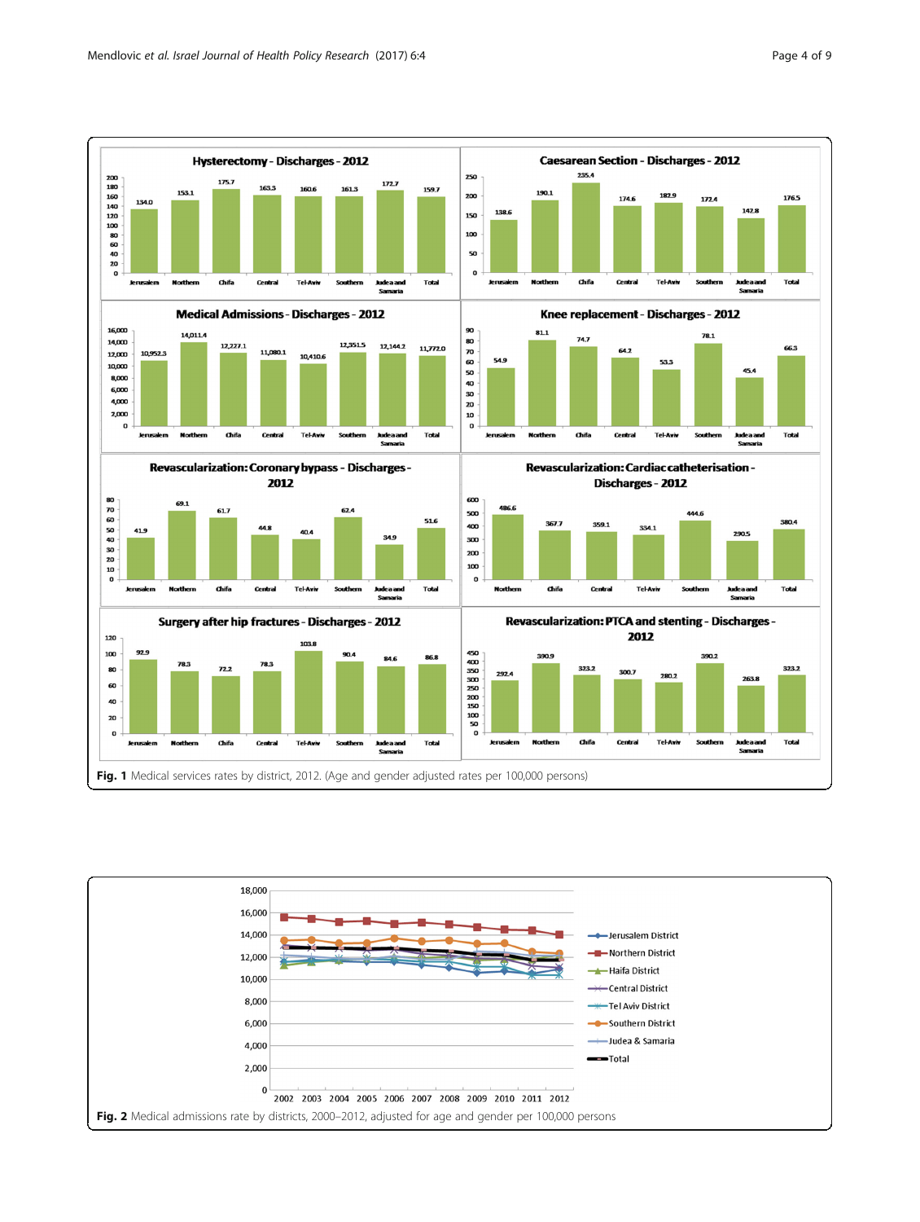**Fig. 1** Medical services rates by district, 2012. (Age and gender adjusted rates per 100,000 persons)

**Fig. 2** Medical admissions rate by districts, 2000–2012, adjusted for age and gender per 100,000 persons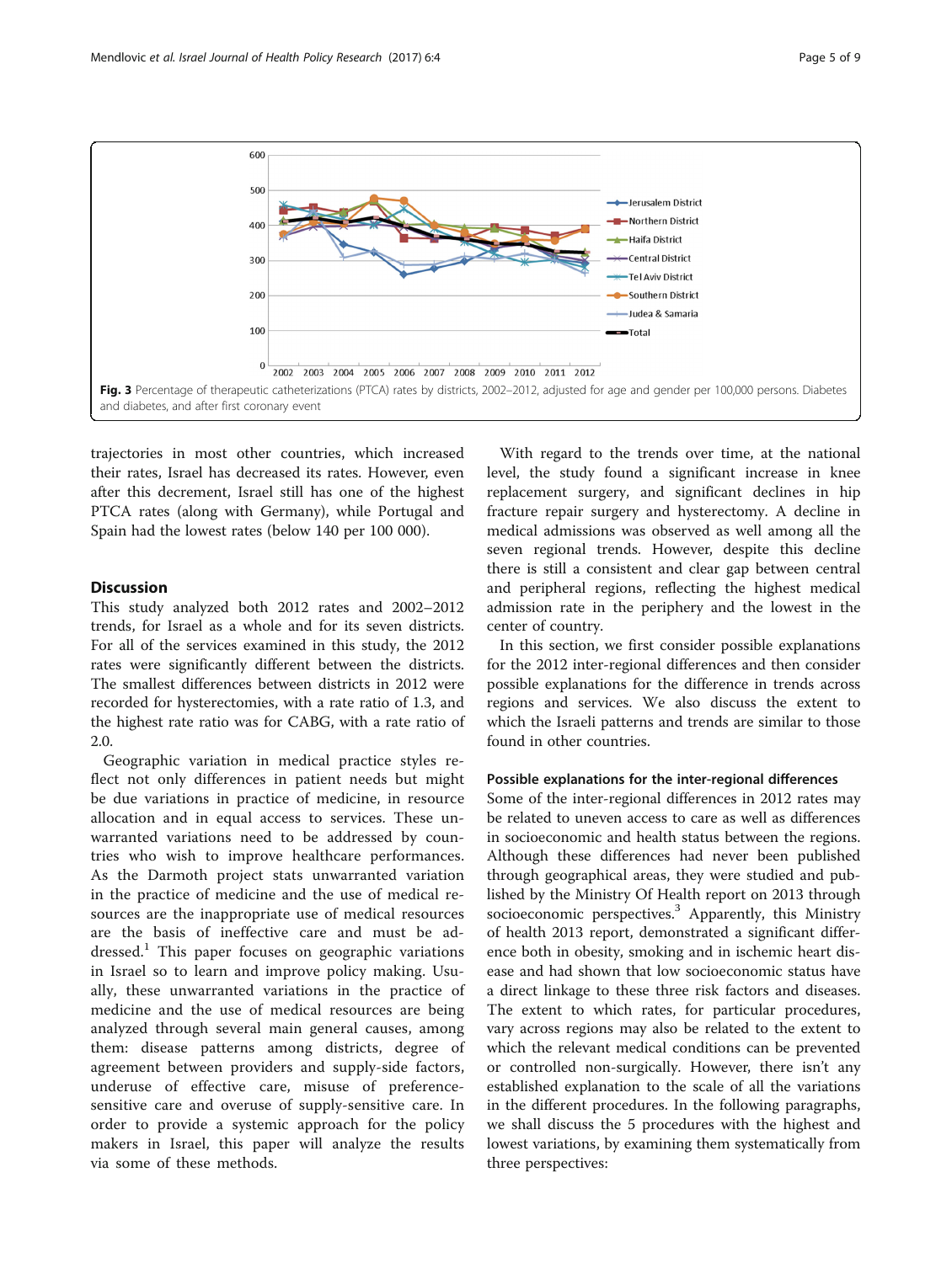600
500
400
300
200
100
0
2002 2003 2004 2005 2006 2007 2008 2009 2010 2011 2012

Jerusalem District
Northern District
Haifa District
Central District
Tel Aviv District
Southern District
Judea & Samaria
Total

**Fig. 3** Percentage of therapeutic catheterizations (PTCA) rates by districts, 2002–2012, adjusted for age and gender per 100,000 persons. Diabetes and diabetes, and after first coronary event

trajectories in most other countries, which increased their rates, Israel has decreased its rates. However, even after this decrement, Israel still has one of the highest PTCA rates (along with Germany), while Portugal and Spain had the lowest rates (below 140 per 100 000).

## Discussion

This study analyzed both 2012 rates and 2002–2012 trends, for Israel as a whole and for its seven districts. For all of the services examined in this study, the 2012 rates were significantly different between the districts. The smallest differences between districts in 2012 were recorded for hysterectomies, with a rate ratio of 1.3, and the highest rate ratio was for CABG, with a rate ratio of 2.0.

Geographic variation in medical practice styles reflect not only differences in patient needs but might be due variations in practice of medicine, in resource allocation and in equal access to services. These unwarranted variations need to be addressed by countries who wish to improve healthcare performances. As the Darmoth project stats unwarranted variation in the practice of medicine and the use of medical resources are the inappropriate use of medical resources are the basis of ineffective care and must be addressed.[1] This paper focuses on geographic variations in Israel so to learn and improve policy making. Usually, these unwarranted variations in the practice of medicine and the use of medical resources are being analyzed through several main general causes, among them: disease patterns among districts, degree of agreement between providers and supply-side factors, underuse of effective care, misuse of preference-sensitive care and overuse of supply-sensitive care. In order to provide a systemic approach for the policy makers in Israel, this paper will analyze the results via some of these methods.

With regard to the trends over time, at the national level, the study found a significant increase in knee replacement surgery, and significant declines in hip fracture repair surgery and hysterectomy. A decline in medical admissions was observed as well among all the seven regional trends. However, despite this decline there is still a consistent and clear gap between central and peripheral regions, reflecting the highest medical admission rate in the periphery and the lowest in the center of country.

In this section, we first consider possible explanations for the 2012 inter-regional differences and then consider possible explanations for the difference in trends across regions and services. We also discuss the extent to which the Israeli patterns and trends are similar to those found in other countries.

### Possible explanations for the inter-regional differences

Some of the inter-regional differences in 2012 rates may be related to uneven access to care as well as differences in socioeconomic and health status between the regions. Although these differences had never been published through geographical areas, they were studied and published by the Ministry Of Health report on 2013 through socioeconomic perspectives.[3] Apparently, this Ministry of health 2013 report, demonstrated a significant difference both in obesity, smoking and in ischemic heart disease and had shown that low socioeconomic status have a direct linkage to these three risk factors and diseases. The extent to which rates, for particular procedures, vary across regions may also be related to the extent to which the relevant medical conditions can be prevented or controlled non-surgically. However, there isn't any established explanation to the scale of all the variations in the different procedures. In the following paragraphs, we shall discuss the 5 procedures with the highest and lowest variations, by examining them systematically from three perspectives: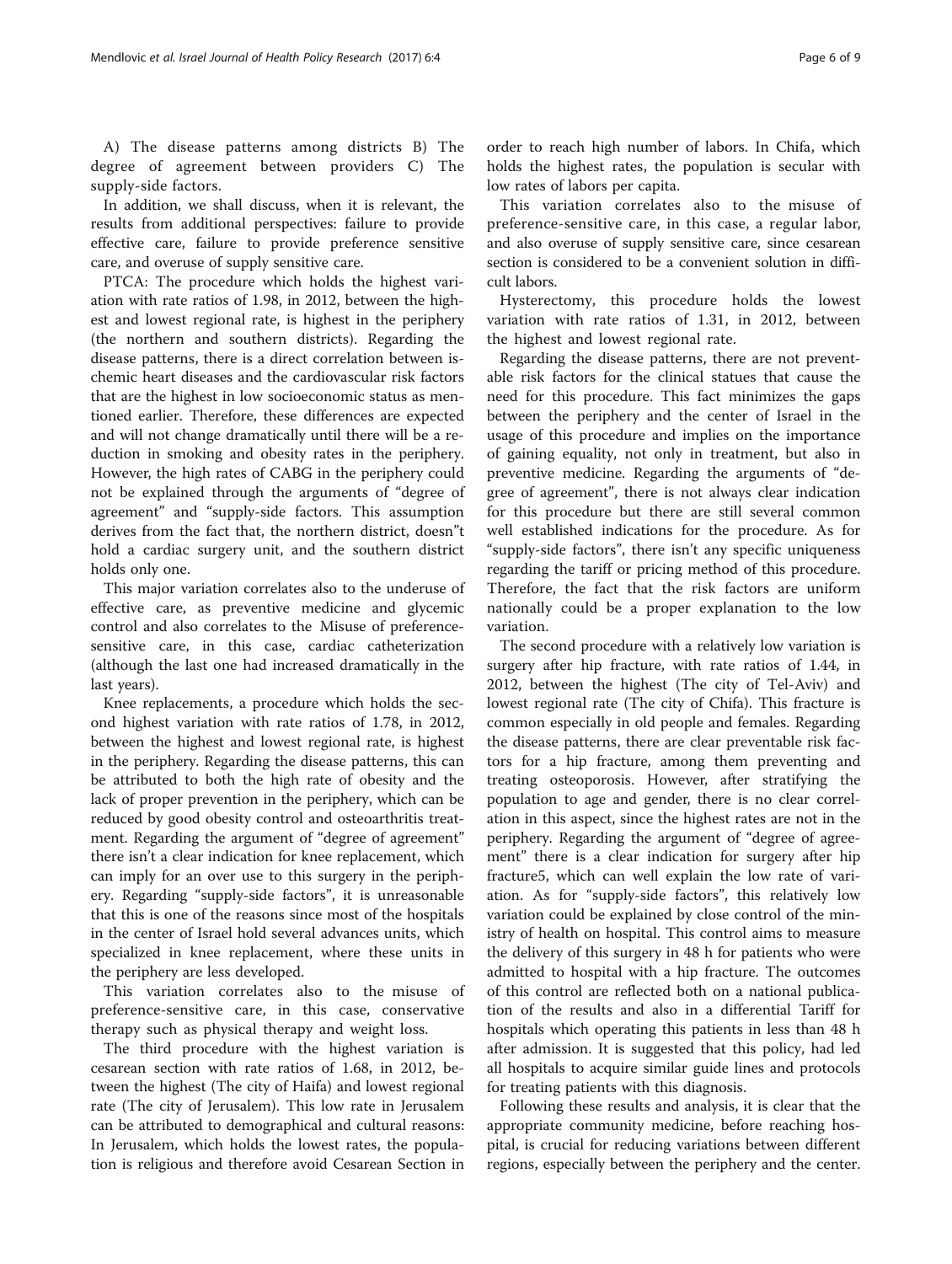A) The disease patterns among districts B) The degree of agreement between providers C) The supply-side factors.

In addition, we shall discuss, when it is relevant, the results from additional perspectives: failure to provide effective care, failure to provide preference sensitive care, and overuse of supply sensitive care.

PTCA: The procedure which holds the highest variation with rate ratios of 1.98, in 2012, between the highest and lowest regional rate, is highest in the periphery (the northern and southern districts). Regarding the disease patterns, there is a direct correlation between ischemic heart diseases and the cardiovascular risk factors that are the highest in low socioeconomic status as mentioned earlier. Therefore, these differences are expected and will not change dramatically until there will be a reduction in smoking and obesity rates in the periphery. However, the high rates of CABG in the periphery could not be explained through the arguments of "degree of agreement" and "supply-side factors. This assumption derives from the fact that, the northern district, doesn"t hold a cardiac surgery unit, and the southern district holds only one.

This major variation correlates also to the underuse of effective care, as preventive medicine and glycemic control and also correlates to the Misuse of preference-sensitive care, in this case, cardiac catheterization (although the last one had increased dramatically in the last years).

Knee replacements, a procedure which holds the second highest variation with rate ratios of 1.78, in 2012, between the highest and lowest regional rate, is highest in the periphery. Regarding the disease patterns, this can be attributed to both the high rate of obesity and the lack of proper prevention in the periphery, which can be reduced by good obesity control and osteoarthritis treatment. Regarding the argument of "degree of agreement" there isn't a clear indication for knee replacement, which can imply for an over use to this surgery in the periphery. Regarding "supply-side factors", it is unreasonable that this is one of the reasons since most of the hospitals in the center of Israel hold several advances units, which specialized in knee replacement, where these units in the periphery are less developed.

This variation correlates also to the misuse of preference-sensitive care, in this case, conservative therapy such as physical therapy and weight loss.

The third procedure with the highest variation is cesarean section with rate ratios of 1.68, in 2012, between the highest (The city of Haifa) and lowest regional rate (The city of Jerusalem). This low rate in Jerusalem can be attributed to demographical and cultural reasons: In Jerusalem, which holds the lowest rates, the population is religious and therefore avoid Cesarean Section in order to reach high number of labors. In Chifa, which holds the highest rates, the population is secular with low rates of labors per capita.

This variation correlates also to the misuse of preference-sensitive care, in this case, a regular labor, and also overuse of supply sensitive care, since cesarean section is considered to be a convenient solution in difficult labors.

Hysterectomy, this procedure holds the lowest variation with rate ratios of 1.31, in 2012, between the highest and lowest regional rate.

Regarding the disease patterns, there are not preventable risk factors for the clinical statues that cause the need for this procedure. This fact minimizes the gaps between the periphery and the center of Israel in the usage of this procedure and implies on the importance of gaining equality, not only in treatment, but also in preventive medicine. Regarding the arguments of "degree of agreement", there is not always clear indication for this procedure but there are still several common well established indications for the procedure. As for "supply-side factors", there isn't any specific uniqueness regarding the tariff or pricing method of this procedure. Therefore, the fact that the risk factors are uniform nationally could be a proper explanation to the low variation.

The second procedure with a relatively low variation is surgery after hip fracture, with rate ratios of 1.44, in 2012, between the highest (The city of Tel-Aviv) and lowest regional rate (The city of Chifa). This fracture is common especially in old people and females. Regarding the disease patterns, there are clear preventable risk factors for a hip fracture, among them preventing and treating osteoporosis. However, after stratifying the population to age and gender, there is no clear correlation in this aspect, since the highest rates are not in the periphery. Regarding the argument of "degree of agreement" there is a clear indication for surgery after hip fracture5, which can well explain the low rate of variation. As for "supply-side factors", this relatively low variation could be explained by close control of the ministry of health on hospital. This control aims to measure the delivery of this surgery in 48 h for patients who were admitted to hospital with a hip fracture. The outcomes of this control are reflected both on a national publication of the results and also in a differential Tariff for hospitals which operating this patients in less than 48 h after admission. It is suggested that this policy, had led all hospitals to acquire similar guide lines and protocols for treating patients with this diagnosis.

Following these results and analysis, it is clear that the appropriate community medicine, before reaching hospital, is crucial for reducing variations between different regions, especially between the periphery and the center.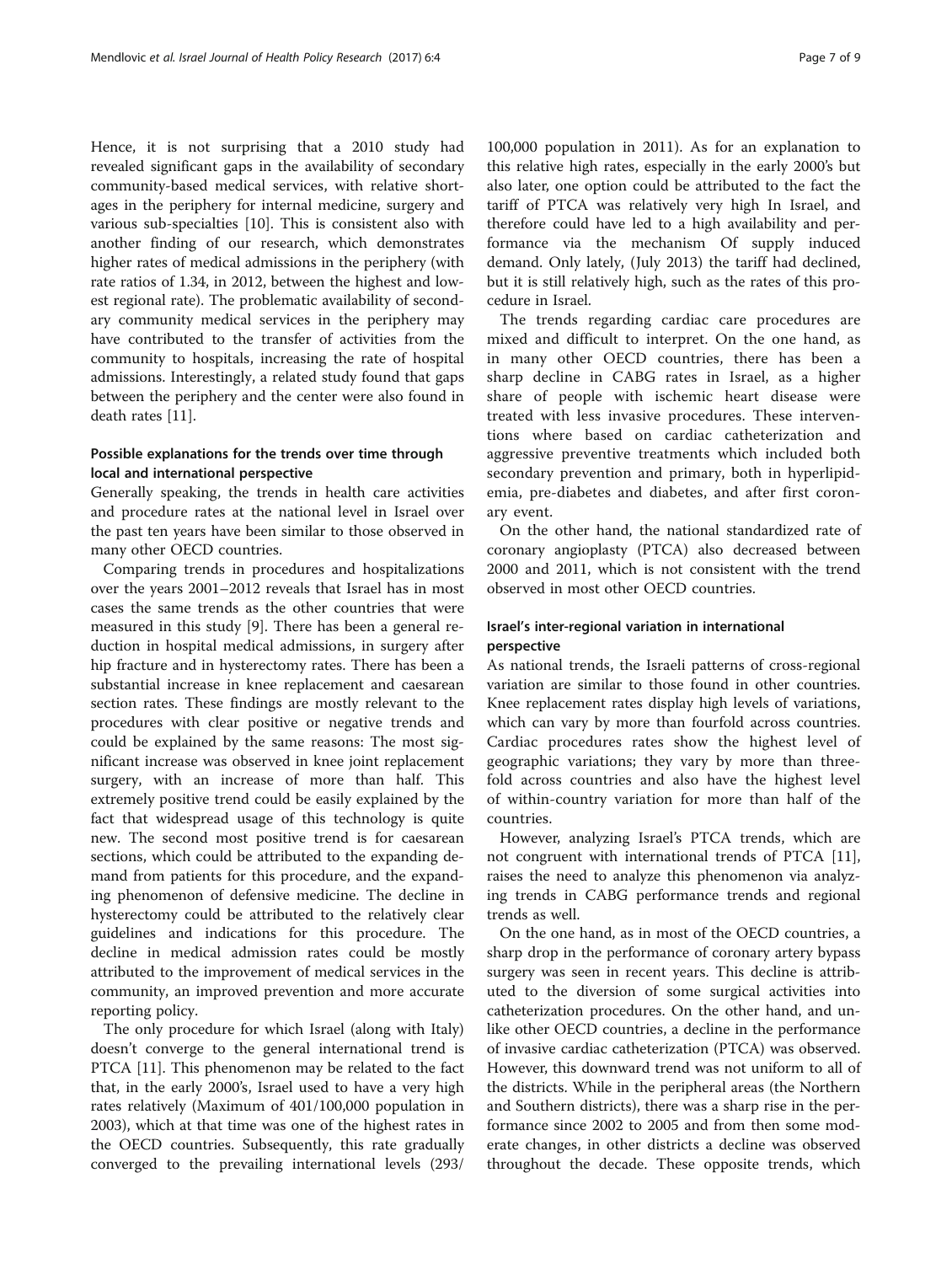Hence, it is not surprising that a 2010 study had revealed significant gaps in the availability of secondary community-based medical services, with relative shortages in the periphery for internal medicine, surgery and various sub-specialties [10]. This is consistent also with another finding of our research, which demonstrates higher rates of medical admissions in the periphery (with rate ratios of 1.34, in 2012, between the highest and lowest regional rate). The problematic availability of secondary community medical services in the periphery may have contributed to the transfer of activities from the community to hospitals, increasing the rate of hospital admissions. Interestingly, a related study found that gaps between the periphery and the center were also found in death rates [11].

### Possible explanations for the trends over time through local and international perspective

Generally speaking, the trends in health care activities and procedure rates at the national level in Israel over the past ten years have been similar to those observed in many other OECD countries.

Comparing trends in procedures and hospitalizations over the years 2001–2012 reveals that Israel has in most cases the same trends as the other countries that were measured in this study [9]. There has been a general reduction in hospital medical admissions, in surgery after hip fracture and in hysterectomy rates. There has been a substantial increase in knee replacement and caesarean section rates. These findings are mostly relevant to the procedures with clear positive or negative trends and could be explained by the same reasons: The most significant increase was observed in knee joint replacement surgery, with an increase of more than half. This extremely positive trend could be easily explained by the fact that widespread usage of this technology is quite new. The second most positive trend is for caesarean sections, which could be attributed to the expanding demand from patients for this procedure, and the expanding phenomenon of defensive medicine. The decline in hysterectomy could be attributed to the relatively clear guidelines and indications for this procedure. The decline in medical admission rates could be mostly attributed to the improvement of medical services in the community, an improved prevention and more accurate reporting policy.

The only procedure for which Israel (along with Italy) doesn't converge to the general international trend is PTCA [11]. This phenomenon may be related to the fact that, in the early 2000's, Israel used to have a very high rates relatively (Maximum of 401/100,000 population in 2003), which at that time was one of the highest rates in the OECD countries. Subsequently, this rate gradually converged to the prevailing international levels (293/100,000 population in 2011). As for an explanation to this relative high rates, especially in the early 2000's but also later, one option could be attributed to the fact the tariff of PTCA was relatively very high In Israel, and therefore could have led to a high availability and performance via the mechanism Of supply induced demand. Only lately, (July 2013) the tariff had declined, but it is still relatively high, such as the rates of this procedure in Israel.

The trends regarding cardiac care procedures are mixed and difficult to interpret. On the one hand, as in many other OECD countries, there has been a sharp decline in CABG rates in Israel, as a higher share of people with ischemic heart disease were treated with less invasive procedures. These interventions where based on cardiac catheterization and aggressive preventive treatments which included both secondary prevention and primary, both in hyperlipidemia, pre-diabetes and diabetes, and after first coronary event.

On the other hand, the national standardized rate of coronary angioplasty (PTCA) also decreased between 2000 and 2011, which is not consistent with the trend observed in most other OECD countries.

### Israel's inter-regional variation in international perspective

As national trends, the Israeli patterns of cross-regional variation are similar to those found in other countries. Knee replacement rates display high levels of variations, which can vary by more than fourfold across countries. Cardiac procedures rates show the highest level of geographic variations; they vary by more than threefold across countries and also have the highest level of within-country variation for more than half of the countries.

However, analyzing Israel's PTCA trends, which are not congruent with international trends of PTCA [11], raises the need to analyze this phenomenon via analyzing trends in CABG performance trends and regional trends as well.

On the one hand, as in most of the OECD countries, a sharp drop in the performance of coronary artery bypass surgery was seen in recent years. This decline is attributed to the diversion of some surgical activities into catheterization procedures. On the other hand, and unlike other OECD countries, a decline in the performance of invasive cardiac catheterization (PTCA) was observed. However, this downward trend was not uniform to all of the districts. While in the peripheral areas (the Northern and Southern districts), there was a sharp rise in the performance since 2002 to 2005 and from then some moderate changes, in other districts a decline was observed throughout the decade. These opposite trends, which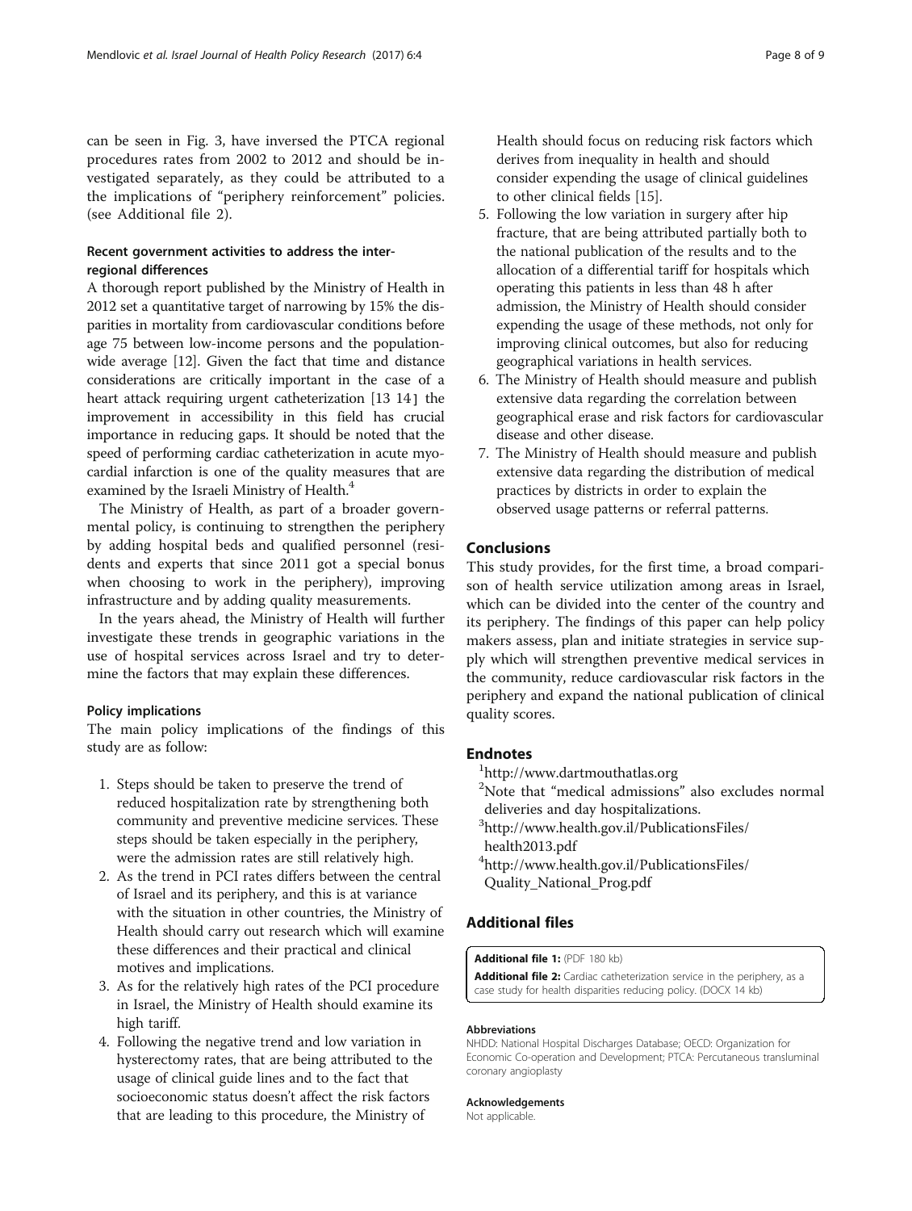can be seen in Fig. 3, have inversed the PTCA regional procedures rates from 2002 to 2012 and should be investigated separately, as they could be attributed to a the implications of "periphery reinforcement" policies. (see Additional file 2).

### Recent government activities to address the inter-regional differences

A thorough report published by the Ministry of Health in 2012 set a quantitative target of narrowing by 15% the disparities in mortality from cardiovascular conditions before age 75 between low-income persons and the population-wide average [12]. Given the fact that time and distance considerations are critically important in the case of a heart attack requiring urgent catheterization [13 14] the improvement in accessibility in this field has crucial importance in reducing gaps. It should be noted that the speed of performing cardiac catheterization in acute myocardial infarction is one of the quality measures that are examined by the Israeli Ministry of Health.[4]

The Ministry of Health, as part of a broader governmental policy, is continuing to strengthen the periphery by adding hospital beds and qualified personnel (residents and experts that since 2011 got a special bonus when choosing to work in the periphery), improving infrastructure and by adding quality measurements.

In the years ahead, the Ministry of Health will further investigate these trends in geographic variations in the use of hospital services across Israel and try to determine the factors that may explain these differences.

### Policy implications

The main policy implications of the findings of this study are as follow:

1. Steps should be taken to preserve the trend of reduced hospitalization rate by strengthening both community and preventive medicine services. These steps should be taken especially in the periphery, were the admission rates are still relatively high.
2. As the trend in PCI rates differs between the central of Israel and its periphery, and this is at variance with the situation in other countries, the Ministry of Health should carry out research which will examine these differences and their practical and clinical motives and implications.
3. As for the relatively high rates of the PCI procedure in Israel, the Ministry of Health should examine its high tariff.
4. Following the negative trend and low variation in hysterectomy rates, that are being attributed to the usage of clinical guide lines and to the fact that socioeconomic status doesn't affect the risk factors that are leading to this procedure, the Ministry of Health should focus on reducing risk factors which derives from inequality in health and should consider expending the usage of clinical guidelines to other clinical fields [15].
5. Following the low variation in surgery after hip fracture, that are being attributed partially both to the national publication of the results and to the allocation of a differential tariff for hospitals which operating this patients in less than 48 h after admission, the Ministry of Health should consider expending the usage of these methods, not only for improving clinical outcomes, but also for reducing geographical variations in health services.
6. The Ministry of Health should measure and publish extensive data regarding the correlation between geographical erase and risk factors for cardiovascular disease and other disease.
7. The Ministry of Health should measure and publish extensive data regarding the distribution of medical practices by districts in order to explain the observed usage patterns or referral patterns.

## Conclusions

This study provides, for the first time, a broad comparison of health service utilization among areas in Israel, which can be divided into the center of the country and its periphery. The findings of this paper can help policy makers assess, plan and initiate strategies in service supply which will strengthen preventive medical services in the community, reduce cardiovascular risk factors in the periphery and expand the national publication of clinical quality scores.

## Endnotes

[1]http://www.dartmouthatlas.org

[2]Note that "medical admissions" also excludes normal deliveries and day hospitalizations.

[3]http://www.health.gov.il/PublicationsFiles/health2013.pdf

[4]http://www.health.gov.il/PublicationsFiles/Quality_National_Prog.pdf

## Additional files

**Additional file 1:** (PDF 180 kb)

**Additional file 2:** Cardiac catheterization service in the periphery, as a case study for health disparities reducing policy. (DOCX 14 kb)

#### Abbreviations

NHDD: National Hospital Discharges Database; OECD: Organization for Economic Co-operation and Development; PTCA: Percutaneous transluminal coronary angioplasty

#### Acknowledgements

Not applicable.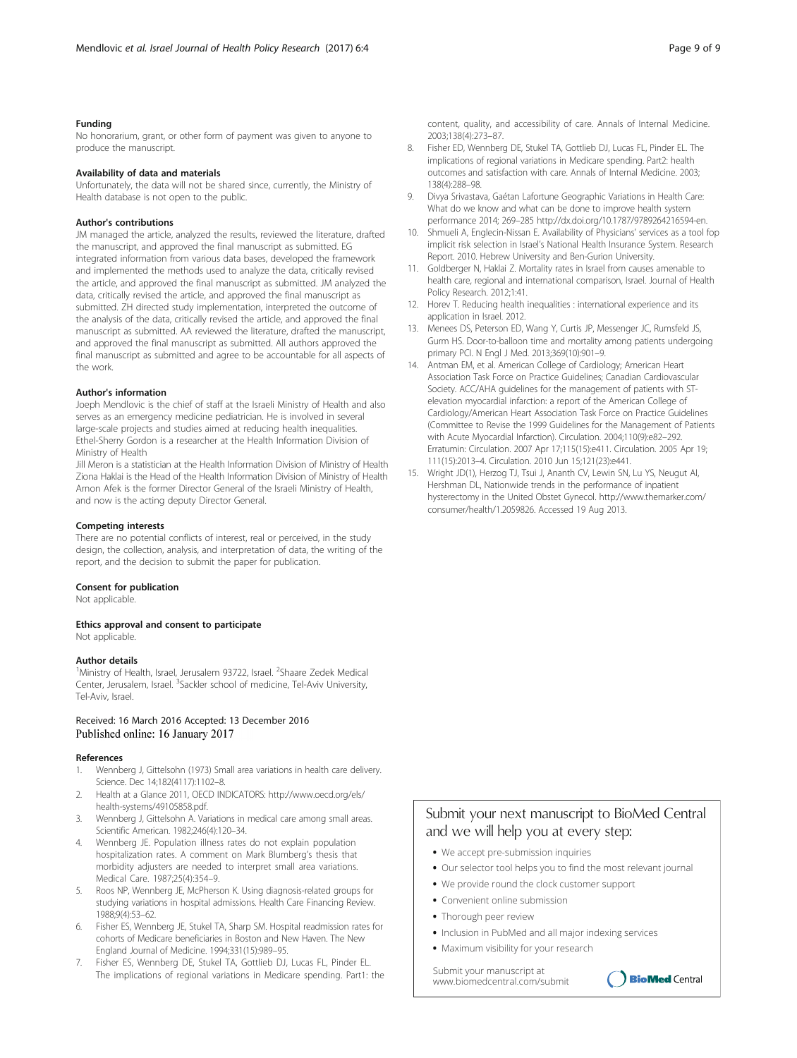### Funding

No honorarium, grant, or other form of payment was given to anyone to produce the manuscript.

### Availability of data and materials

Unfortunately, the data will not be shared since, currently, the Ministry of Health database is not open to the public.

### Author's contributions

JM managed the article, analyzed the results, reviewed the literature, drafted the manuscript, and approved the final manuscript as submitted. EG integrated information from various data bases, developed the framework and implemented the methods used to analyze the data, critically revised the article, and approved the final manuscript as submitted. JM analyzed the data, critically revised the article, and approved the final manuscript as submitted. ZH directed study implementation, interpreted the outcome of the analysis of the data, critically revised the article, and approved the final manuscript as submitted. AA reviewed the literature, drafted the manuscript, and approved the final manuscript as submitted. All authors approved the final manuscript as submitted and agree to be accountable for all aspects of the work.

### Author's information

Joseph Mendlovic is the chief of staff at the Israeli Ministry of Health and also serves as an emergency medicine pediatrician. He is involved in several large-scale projects and studies aimed at reducing health inequalities.
Ethel-Sherry Gordon is a researcher at the Health Information Division of Ministry of Health
Jill Meron is a statistician at the Health Information Division of Ministry of Health
Ziona Haklai is the Head of the Health Information Division of Ministry of Health
Arnon Afek is the former Director General of the Israeli Ministry of Health, and now is the acting deputy Director General.

### Competing interests

There are no potential conflicts of interest, real or perceived, in the study design, the collection, analysis, and interpretation of data, the writing of the report, and the decision to submit the paper for publication.

### Consent for publication

Not applicable.

### Ethics approval and consent to participate

Not applicable.

### Author details

[1]Ministry of Health, Israel, Jerusalem 93722, Israel. [2]Shaare Zedek Medical Center, Jerusalem, Israel. [3]Sackler school of medicine, Tel-Aviv University, Tel-Aviv, Israel.

Received: 16 March 2016 Accepted: 13 December 2016
Published online: 16 January 2017

### References

1. Wennberg J, Gittelsohn (1973) Small area variations in health care delivery. Science. Dec 14;182(4117):1102–8.
2. Health at a Glance 2011, OECD INDICATORS: http://www.oecd.org/els/health-systems/49105858.pdf.
3. Wennberg J, Gittelsohn A. Variations in medical care among small areas. Scientific American. 1982;246(4):120–34.
4. Wennberg JE. Population illness rates do not explain population hospitalization rates. A comment on Mark Blumberg's thesis that morbidity adjusters are needed to interpret small area variations. Medical Care. 1987;25(4):354–9.
5. Roos NP, Wennberg JE, McPherson K. Using diagnosis-related groups for studying variations in hospital admissions. Health Care Financing Review. 1988;9(4):53–62.
6. Fisher ES, Wennberg JE, Stukel TA, Sharp SM. Hospital readmission rates for cohorts of Medicare beneficiaries in Boston and New Haven. The New England Journal of Medicine. 1994;331(15):989–95.
7. Fisher ES, Wennberg DE, Stukel TA, Gottlieb DJ, Lucas FL, Pinder EL. The implications of regional variations in Medicare spending. Part1: the content, quality, and accessibility of care. Annals of Internal Medicine. 2003;138(4):273–87.
8. Fisher ED, Wennberg DE, Stukel TA, Gottlieb DJ, Lucas FL, Pinder EL. The implications of regional variations in Medicare spending. Part2: health outcomes and satisfaction with care. Annals of Internal Medicine. 2003; 138(4):288–98.
9. Divya Srivastava, Gaétan Lafortune Geographic Variations in Health Care: What do we know and what can be done to improve health system performance 2014; 269–285 http://dx.doi.org/10.1787/9789264216594-en.
10. Shmueli A, Englecin-Nissan E. Availability of Physicians' services as a tool fop implicit risk selection in Israel's National Health Insurance System. Research Report. 2010. Hebrew University and Ben-Gurion University.
11. Goldberger N, Haklai Z. Mortality rates in Israel from causes amenable to health care, regional and international comparison, Israel. Journal of Health Policy Research. 2012;1:41.
12. Horev T. Reducing health inequalities : international experience and its application in Israel. 2012.
13. Menees DS, Peterson ED, Wang Y, Curtis JP, Messenger JC, Rumsfeld JS, Gurm HS. Door-to-balloon time and mortality among patients undergoing primary PCI. N Engl J Med. 2013;369(10):901–9.
14. Antman EM, et al. American College of Cardiology; American Heart Association Task Force on Practice Guidelines; Canadian Cardiovascular Society. ACC/AHA guidelines for the management of patients with ST-elevation myocardial infarction: a report of the American College of Cardiology/American Heart Association Task Force on Practice Guidelines (Committee to Revise the 1999 Guidelines for the Management of Patients with Acute Myocardial Infarction). Circulation. 2004;110(9):e82–292. Erratumin: Circulation. 2007 Apr 17;115(15):e411. Circulation. 2005 Apr 19; 111(15):2013–4. Circulation. 2010 Jun 15;121(23):e441.
15. Wright JD(1), Herzog TJ, Tsui J, Ananth CV, Lewin SN, Lu YS, Neugut AI, Hershman DL, Nationwide trends in the performance of inpatient hysterectomy in the United Obstet Gynecol. http://www.themarker.com/consumer/health/1.2059826. Accessed 19 Aug 2013.